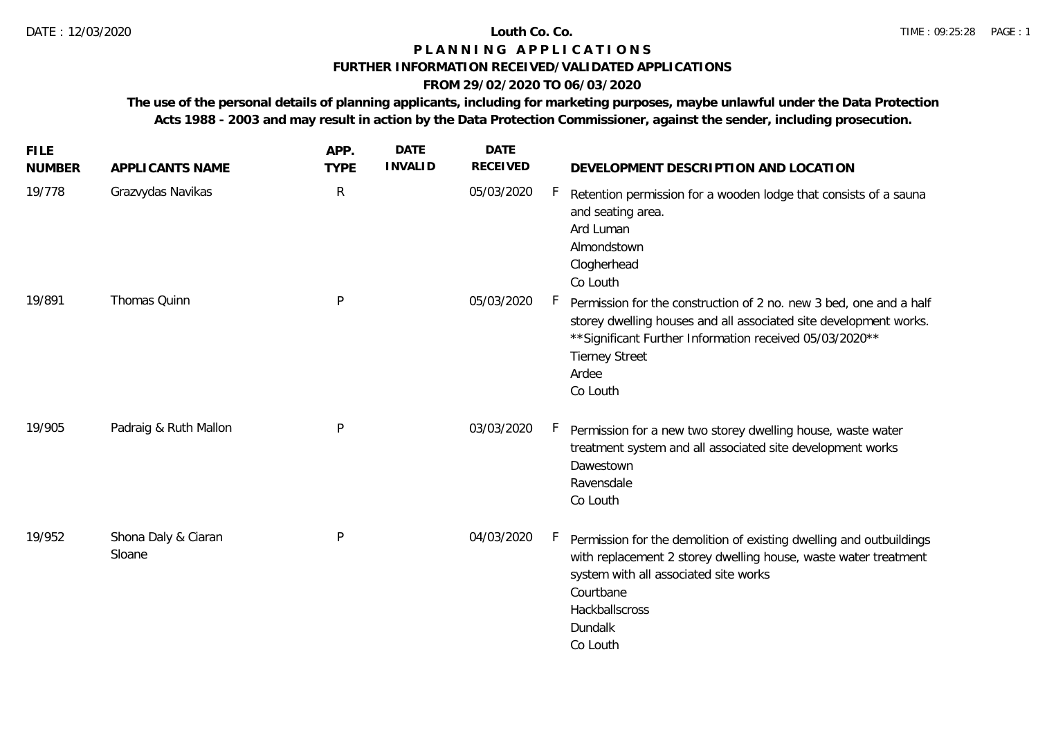DATE : 12/03/2020

# Louth Co. Co.

## PLANNING APPLICATIONS

### FURTHER INFORMATION RECEIVED/VALIDATED APPLICATIONS

### FROM 29/02/2020 TO 06/03/2020

**The use of the personal details of planning applicants, including for marketing purposes, maybe unlawful under the Data Protection Acts 1988 - 2003 and may result in action by the Data Protection Commissioner, against the sender, including prosecution.**

| FILE NUMBER | APPLICANTS NAME | APP. TYPE | DATE INVALID | DATE RECEIVED | | DEVELOPMENT DESCRIPTION AND LOCATION |
|---|---|---|---|---|---|---|
| 19/778 | Grazvydas Navikas | R | | 05/03/2020 | F | Retention permission for a wooden lodge that consists of a sauna and seating area.<br>Ard Luman<br>Almondstown<br>Clogherhead<br>Co Louth |
| 19/891 | Thomas Quinn | P | | 05/03/2020 | F | Permission for the construction of 2 no. new 3 bed, one and a half storey dwelling houses and all associated site development works. **Significant Further Information received 05/03/2020**<br>Tierney Street<br>Ardee<br>Co Louth |
| 19/905 | Padraig & Ruth Mallon | P | | 03/03/2020 | F | Permission for a new two storey dwelling house, waste water treatment system and all associated site development works<br>Dawestown<br>Ravensdale<br>Co Louth |
| 19/952 | Shona Daly & Ciaran Sloane | P | | 04/03/2020 | F | Permission for the demolition of existing dwelling and outbuildings with replacement 2 storey dwelling house, waste water treatment system with all associated site works<br>Courtbane<br>Hackballscross<br>Dundalk<br>Co Louth |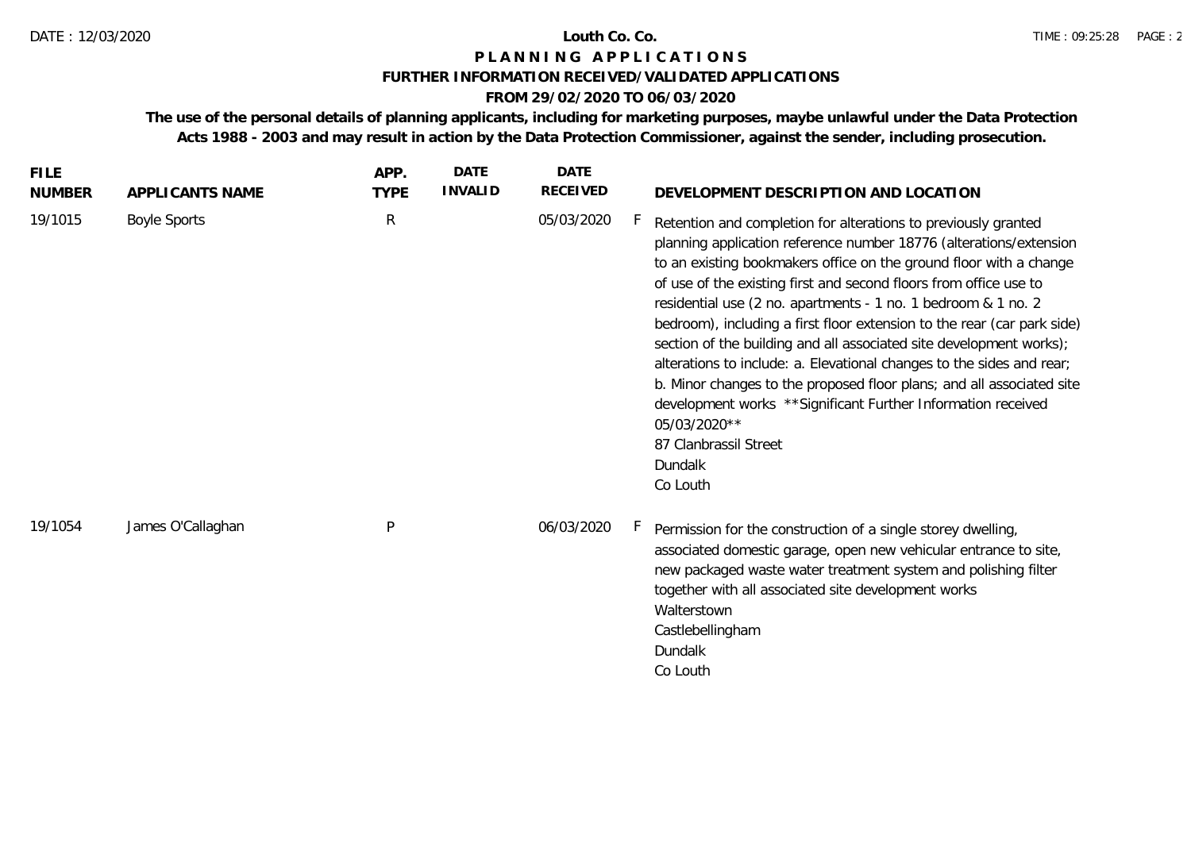# PLANNING APPLICATIONS

## FURTHER INFORMATION RECEIVED/VALIDATED APPLICATIONS

### FROM 29/02/2020 TO 06/03/2020

**The use of the personal details of planning applicants, including for marketing purposes, maybe unlawful under the Data Protection Acts 1988 - 2003 and may result in action by the Data Protection Commissioner, against the sender, including prosecution.**

| FILE NUMBER | APPLICANTS NAME | APP. TYPE | DATE INVALID | DATE RECEIVED | | DEVELOPMENT DESCRIPTION AND LOCATION |
|---|---|---|---|---|---|---|
| 19/1015 | Boyle Sports | R | | 05/03/2020 | F | Retention and completion for alterations to previously granted planning application reference number 18776 (alterations/extension to an existing bookmakers office on the ground floor with a change of use of the existing first and second floors from office use to residential use (2 no. apartments - 1 no. 1 bedroom & 1 no. 2 bedroom), including a first floor extension to the rear (car park side) section of the building and all associated site development works); alterations to include: a. Elevational changes to the sides and rear; b. Minor changes to the proposed floor plans; and all associated site development works \*\*Significant Further Information received 05/03/2020\*\* 87 Clanbrassil Street Dundalk Co Louth |
| 19/1054 | James O'Callaghan | P | | 06/03/2020 | F | Permission for the construction of a single storey dwelling, associated domestic garage, open new vehicular entrance to site, new packaged waste water treatment system and polishing filter together with all associated site development works Walterstown Castlebellingham Dundalk Co Louth |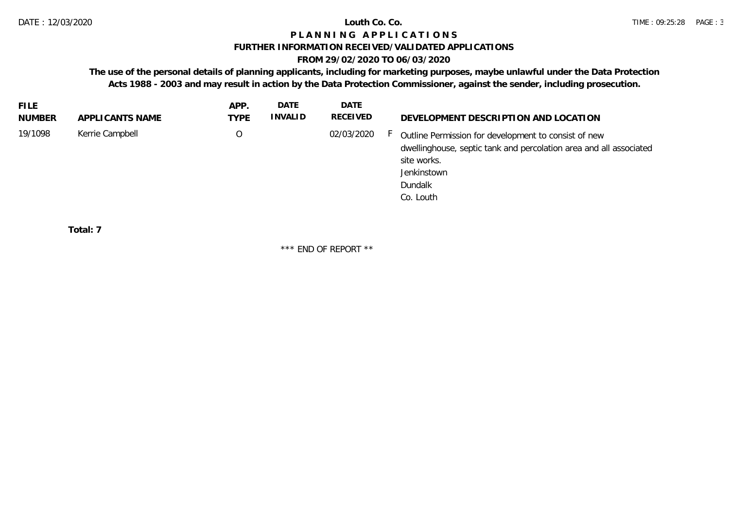**Louth Co. Co.**

**P L A N N I N G   A P P L I C A T I O N S**

**FURTHER INFORMATION RECEIVED/VALIDATED APPLICATIONS**

**FROM 29/02/2020 TO 06/03/2020**

**The use of the personal details of planning applicants, including for marketing purposes, maybe unlawful under the Data Protection Acts 1988 - 2003 and may result in action by the Data Protection Commissioner, against the sender, including prosecution.**

| FILE NUMBER | APPLICANTS NAME | APP. TYPE | DATE INVALID | DATE RECEIVED | | DEVELOPMENT DESCRIPTION AND LOCATION |
|---|---|---|---|---|---|---|
| 19/1098 | Kerrie Campbell | O | | 02/03/2020 | F | Outline Permission for development to consist of new dwellinghouse, septic tank and percolation area and all associated site works. Jenkinstown Dundalk Co. Louth |

**Total: 7**

*** END OF REPORT **